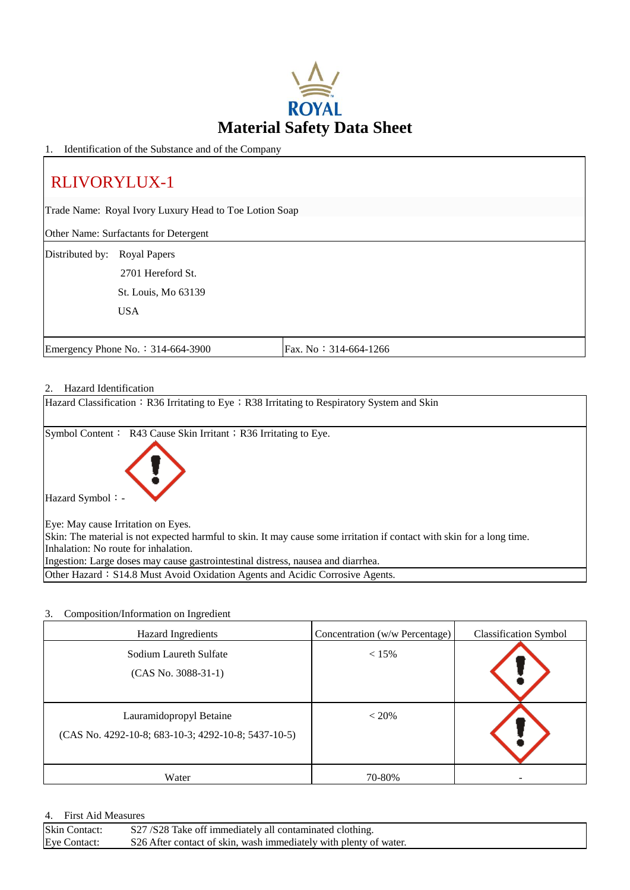ROYAL

# Material Safety Data Sheet

## 1. Identification of the Substance and of the Company

**RLIVORYLUX-1**

Trade Name: Royal Ivory Luxury Head to Toe Lotion Soap

Other Name: Surfactants for Detergent

Distributed by: Royal Papers
2701 Hereford St.
St. Louis, Mo 63139
USA

Emergency Phone No.：314-664-3900

Fax. No：314-664-1266

## 2. Hazard Identification

Hazard Classification：R36 Irritating to Eye；R38 Irritating to Respiratory System and Skin

Symbol Content： R43 Cause Skin Irritant；R36 Irritating to Eye.

Hazard Symbol：-

Eye: May cause Irritation on Eyes.
Skin: The material is not expected harmful to skin. It may cause some irritation if contact with skin for a long time.
Inhalation: No route for inhalation.
Ingestion: Large doses may cause gastrointestinal distress, nausea and diarrhea.

Other Hazard：S14.8 Must Avoid Oxidation Agents and Acidic Corrosive Agents.

## 3. Composition/Information on Ingredient

| Hazard Ingredients | Concentration (w/w Percentage) | Classification Symbol |
|---|---|---|
| Sodium Laureth Sulfate (CAS No. 3088-31-1) | < 15% | |
| Lauramidopropyl Betaine (CAS No. 4292-10-8; 683-10-3; 4292-10-8; 5437-10-5) | < 20% | |
| Water | 70-80% | - |

## 4. First Aid Measures

| | |
|---|---|
| Skin Contact: | S27 /S28 Take off immediately all contaminated clothing. |
| Eye Contact: | S26 After contact of skin, wash immediately with plenty of water. |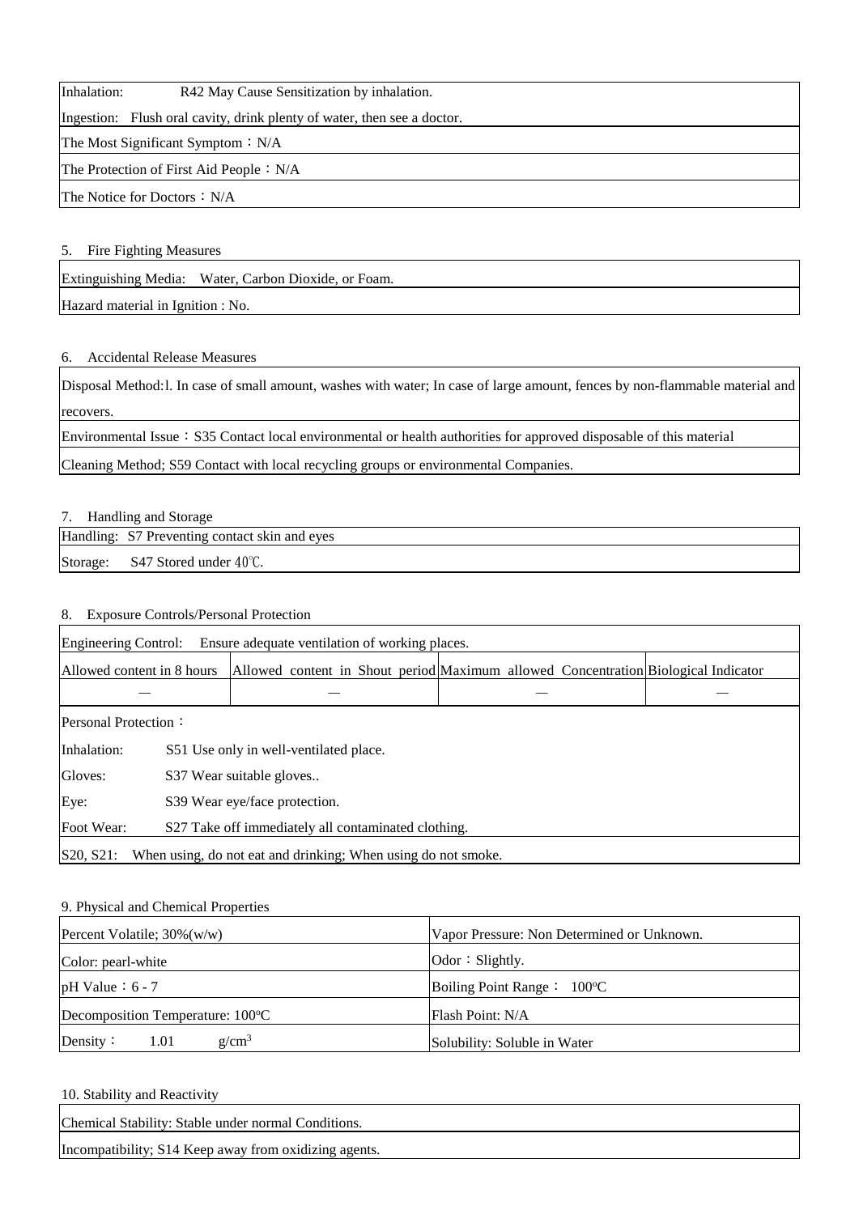| Inhalation: R42 May Cause Sensitization by inhalation. |
|---|
| Ingestion: Flush oral cavity, drink plenty of water, then see a doctor. |
| The Most Significant Symptom：N/A |
| The Protection of First Aid People：N/A |
| The Notice for Doctors：N/A |

5. Fire Fighting Measures

| Extinguishing Media: Water, Carbon Dioxide, or Foam. |
|---|
| Hazard material in Ignition : No. |

6. Accidental Release Measures

| Disposal Method:l. In case of small amount, washes with water; In case of large amount, fences by non-flammable material and recovers. |
|---|
| Environmental Issue：S35 Contact local environmental or health authorities for approved disposable of this material |
| Cleaning Method; S59 Contact with local recycling groups or environmental Companies. |

7. Handling and Storage

| Handling: S7 Preventing contact skin and eyes |
|---|
| Storage: S47 Stored under 40℃. |

8. Exposure Controls/Personal Protection

| Engineering Control: Ensure adequate ventilation of working places. | | | |
|---|---|---|---|
| Allowed content in 8 hours | Allowed content in Shout period | Maximum allowed Concentration | Biological Indicator |
| — | — | — | — |
| Personal Protection： | | | |
| Inhalation: S51 Use only in well-ventilated place. | | | |
| Gloves: S37 Wear suitable gloves.. | | | |
| Eye: S39 Wear eye/face protection. | | | |
| Foot Wear: S27 Take off immediately all contaminated clothing. | | | |
| S20, S21: When using, do not eat and drinking; When using do not smoke. | | | |

9. Physical and Chemical Properties

| Percent Volatile; 30%(w/w) | Vapor Pressure: Non Determined or Unknown. |
|---|---|
| Color: pearl-white | Odor：Slightly. |
| pH Value：6 - 7 | Boiling Point Range： 100ºC |
| Decomposition Temperature: 100ºC | Flash Point: N/A |
| Density： 1.01 $g/cm^3$ | Solubility: Soluble in Water |

10. Stability and Reactivity

| Chemical Stability: Stable under normal Conditions. |
|---|
| Incompatibility; S14 Keep away from oxidizing agents. |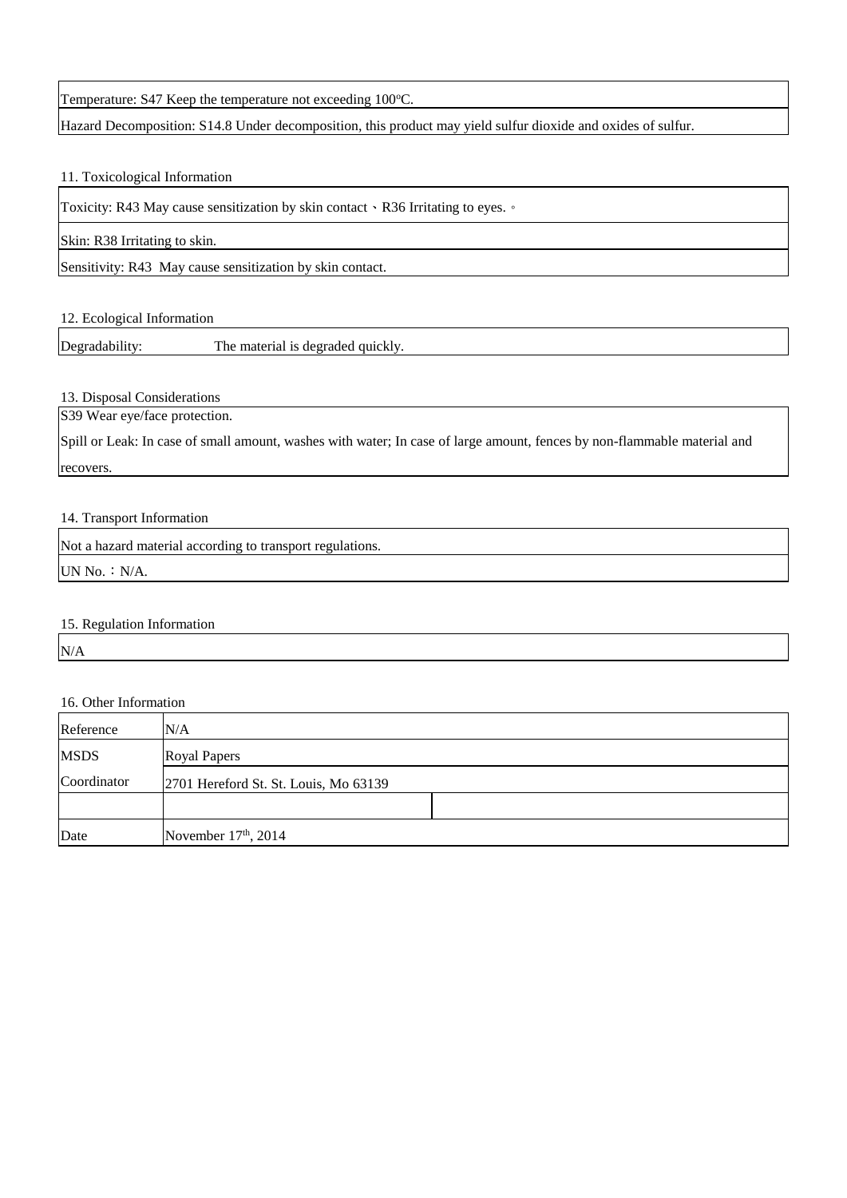Temperature: S47 Keep the temperature not exceeding 100ºC.

Hazard Decomposition: S14.8 Under decomposition, this product may yield sulfur dioxide and oxides of sulfur.

## 11. Toxicological Information

Toxicity: R43 May cause sensitization by skin contact、R36 Irritating to eyes.。

Skin: R38 Irritating to skin.

Sensitivity: R43 May cause sensitization by skin contact.

## 12. Ecological Information

Degradability: The material is degraded quickly.

## 13. Disposal Considerations

S39 Wear eye/face protection.

Spill or Leak: In case of small amount, washes with water; In case of large amount, fences by non-flammable material and recovers.

## 14. Transport Information

Not a hazard material according to transport regulations.

UN No.：N/A.

## 15. Regulation Information

N/A

## 16. Other Information

| | | |
|---|---|---|
| Reference | N/A | |
| MSDS | Royal Papers | |
| Coordinator | 2701 Hereford St. St. Louis, Mo 63139 | |
| | | |
| Date | November 17th, 2014 | |